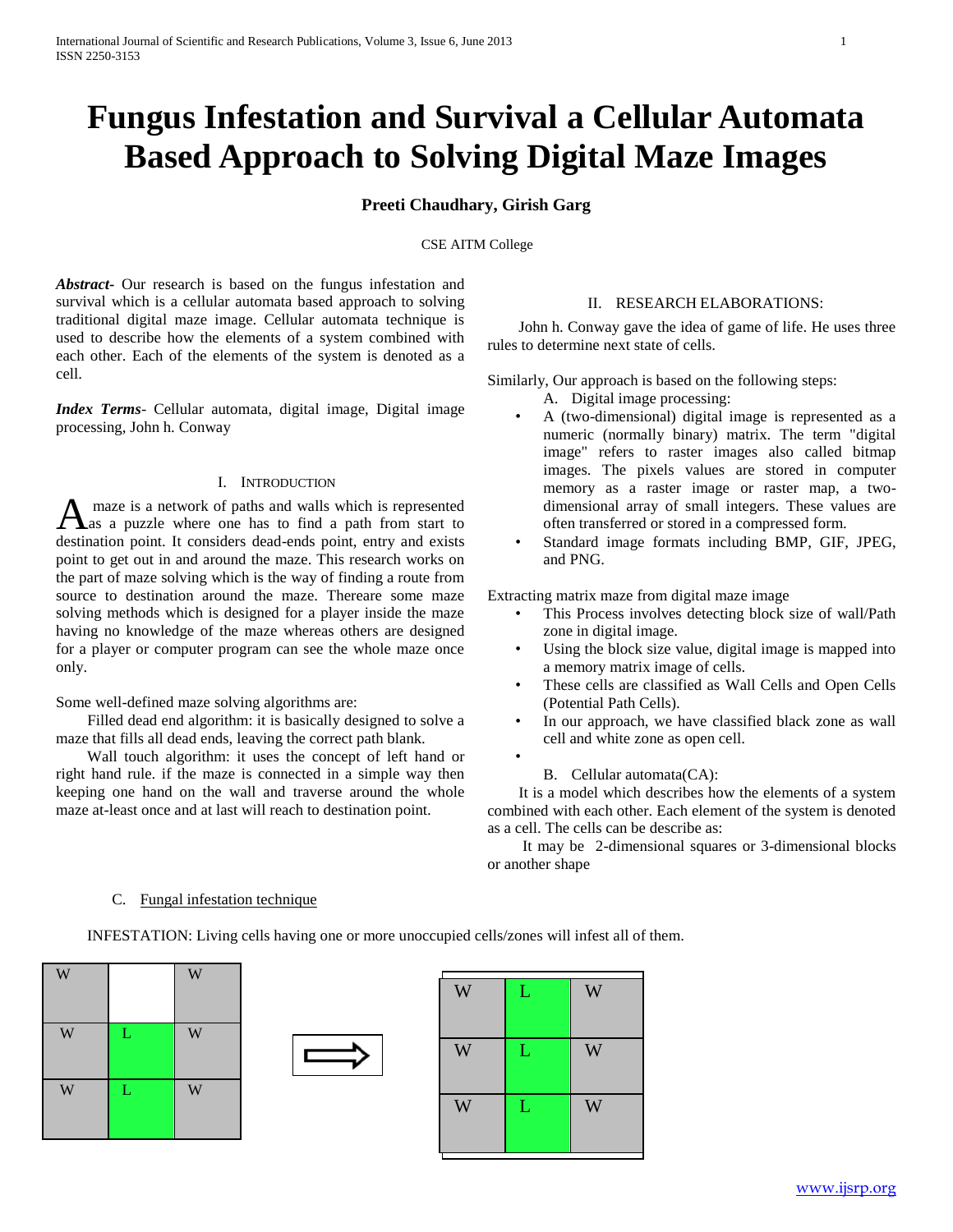# Fungus Infestation and Survival a Cellular Automata Based Approach to Solving Digital Maze Images

**Preeti Chaudhary, Girish Garg**

CSE AITM College

***Abstract***- Our research is based on the fungus infestation and survival which is a cellular automata based approach to solving traditional digital maze image. Cellular automata technique is used to describe how the elements of a system combined with each other. Each of the elements of the system is denoted as a cell.

***Index Terms***- Cellular automata, digital image, Digital image processing, John h. Conway

## I. Introduction

A maze is a network of paths and walls which is represented as a puzzle where one has to find a path from start to destination point. It considers dead-ends point, entry and exists point to get out in and around the maze. This research works on the part of maze solving which is the way of finding a route from source to destination around the maze. Thereare some maze solving methods which is designed for a player inside the maze having no knowledge of the maze whereas others are designed for a player or computer program can see the whole maze once only.

Some well-defined maze solving algorithms are:

Filled dead end algorithm: it is basically designed to solve a maze that fills all dead ends, leaving the correct path blank.

Wall touch algorithm: it uses the concept of left hand or right hand rule. if the maze is connected in a simple way then keeping one hand on the wall and traverse around the whole maze at-least once and at last will reach to destination point.

## II. Research Elaborations:

John h. Conway gave the idea of game of life. He uses three rules to determine next state of cells.

Similarly, Our approach is based on the following steps:

A. Digital image processing:

- A (two-dimensional) digital image is represented as a numeric (normally binary) matrix. The term "digital image" refers to raster images also called bitmap images. The pixels values are stored in computer memory as a raster image or raster map, a two-dimensional array of small integers. These values are often transferred or stored in a compressed form.
- Standard image formats including BMP, GIF, JPEG, and PNG.

Extracting matrix maze from digital maze image

- This Process involves detecting block size of wall/Path zone in digital image.
- Using the block size value, digital image is mapped into a memory matrix image of cells.
- These cells are classified as Wall Cells and Open Cells (Potential Path Cells).
- In our approach, we have classified black zone as wall cell and white zone as open cell.

B. Cellular automata(CA):

It is a model which describes how the elements of a system combined with each other. Each element of the system is denoted as a cell. The cells can be describe as:

It may be 2-dimensional squares or 3-dimensional blocks or another shape

C. Fungal infestation technique

INFESTATION: Living cells having one or more unoccupied cells/zones will infest all of them.

| W | | W |
|---|---|---|
| W | L | W |
| W | L | W |

⟹

| W | L | W |
|---|---|---|
| W | L | W |
| W | L | W |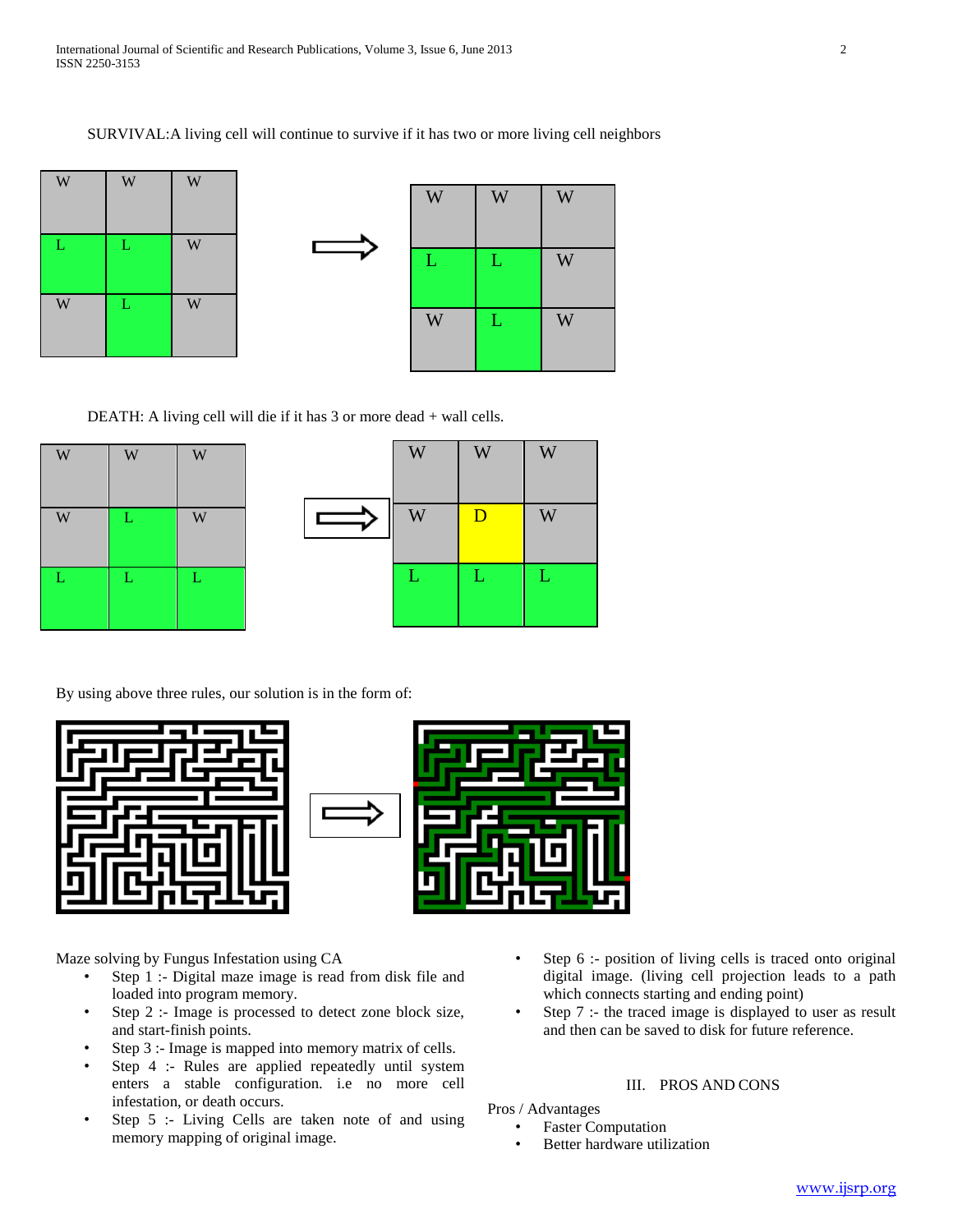SURVIVAL:A living cell will continue to survive if it has two or more living cell neighbors

| W | W | W |
|---|---|---|
| L | L | W |
| W | L | W |

⇒

| W | W | W |
|---|---|---|
| L | L | W |
| W | L | W |

DEATH: A living cell will die if it has 3 or more dead + wall cells.

| W | W | W |
|---|---|---|
| W | L | W |
| L | L | L |

⇒

| W | W | W |
|---|---|---|
| W | D | W |
| L | L | L |

By using above three rules, our solution is in the form of:

Maze solving by Fungus Infestation using CA

- Step 1 :- Digital maze image is read from disk file and loaded into program memory.
- Step 2 :- Image is processed to detect zone block size, and start-finish points.
- Step 3 :- Image is mapped into memory matrix of cells.
- Step 4 :- Rules are applied repeatedly until system enters a stable configuration. i.e no more cell infestation, or death occurs.
- Step 5 :- Living Cells are taken note of and using memory mapping of original image.
- Step 6 :- position of living cells is traced onto original digital image. (living cell projection leads to a path which connects starting and ending point)
- Step 7 :- the traced image is displayed to user as result and then can be saved to disk for future reference.

## III. PROS AND CONS

Pros / Advantages

- Faster Computation
- Better hardware utilization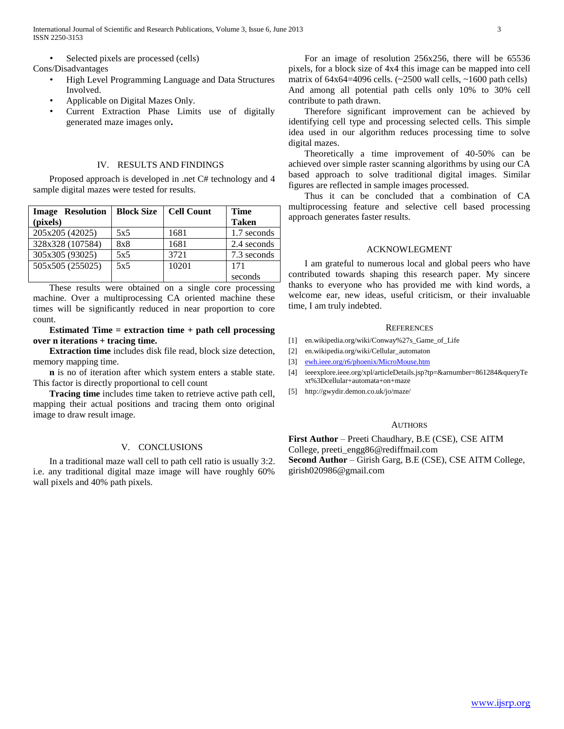- Selected pixels are processed (cells)

Cons/Disadvantages

- High Level Programming Language and Data Structures Involved.
- Applicable on Digital Mazes Only.
- Current Extraction Phase Limits use of digitally generated maze images only**.**

## IV. Results and Findings

Proposed approach is developed in .net C# technology and 4 sample digital mazes were tested for results.

| **Image Resolution (pixels)** | **Block Size** | **Cell Count** | **Time Taken** |
|---|---|---|---|
| 205x205 (42025) | 5x5 | 1681 | 1.7 seconds |
| 328x328 (107584) | 8x8 | 1681 | 2.4 seconds |
| 305x305 (93025) | 5x5 | 3721 | 7.3 seconds |
| 505x505 (255025) | 5x5 | 10201 | 171 seconds |

These results were obtained on a single core processing machine. Over a multiprocessing CA oriented machine these times will be significantly reduced in near proportion to core count.

**Estimated Time = extraction time + path cell processing over n iterations + tracing time.**

**Extraction time** includes disk file read, block size detection, memory mapping time.

**n** is no of iteration after which system enters a stable state. This factor is directly proportional to cell count

**Tracing time** includes time taken to retrieve active path cell, mapping their actual positions and tracing them onto original image to draw result image.

## V. Conclusions

In a traditional maze wall cell to path cell ratio is usually 3:2. i.e. any traditional digital maze image will have roughly 60% wall pixels and 40% path pixels.

For an image of resolution 256x256, there will be 65536 pixels, for a block size of 4x4 this image can be mapped into cell matrix of 64x64=4096 cells. (~2500 wall cells, ~1600 path cells) And among all potential path cells only 10% to 30% cell contribute to path drawn.

Therefore significant improvement can be achieved by identifying cell type and processing selected cells. This simple idea used in our algorithm reduces processing time to solve digital mazes.

Theoretically a time improvement of 40-50% can be achieved over simple raster scanning algorithms by using our CA based approach to solve traditional digital images. Similar figures are reflected in sample images processed.

Thus it can be concluded that a combination of CA multiprocessing feature and selective cell based processing approach generates faster results.

## Acknowlegment

I am grateful to numerous local and global peers who have contributed towards shaping this research paper. My sincere thanks to everyone who has provided me with kind words, a welcome ear, new ideas, useful criticism, or their invaluable time, I am truly indebted.

## References

[1] en.wikipedia.org/wiki/Conway%27s_Game_of_Life

[2] en.wikipedia.org/wiki/Cellular_automaton

[3] ewh.ieee.org/r6/phoenix/MicroMouse.htm

[4] ieeexplore.ieee.org/xpl/articleDetails.jsp?tp=&arnumber=861284&queryText%3Dcellular+automata+on+maze

[5] http://gwydir.demon.co.uk/jo/maze/

## Authors

**First Author** – Preeti Chaudhary, B.E (CSE), CSE AITM College, preeti_engg86@rediffmail.com

**Second Author** – Girish Garg, B.E (CSE), CSE AITM College, girish020986@gmail.com